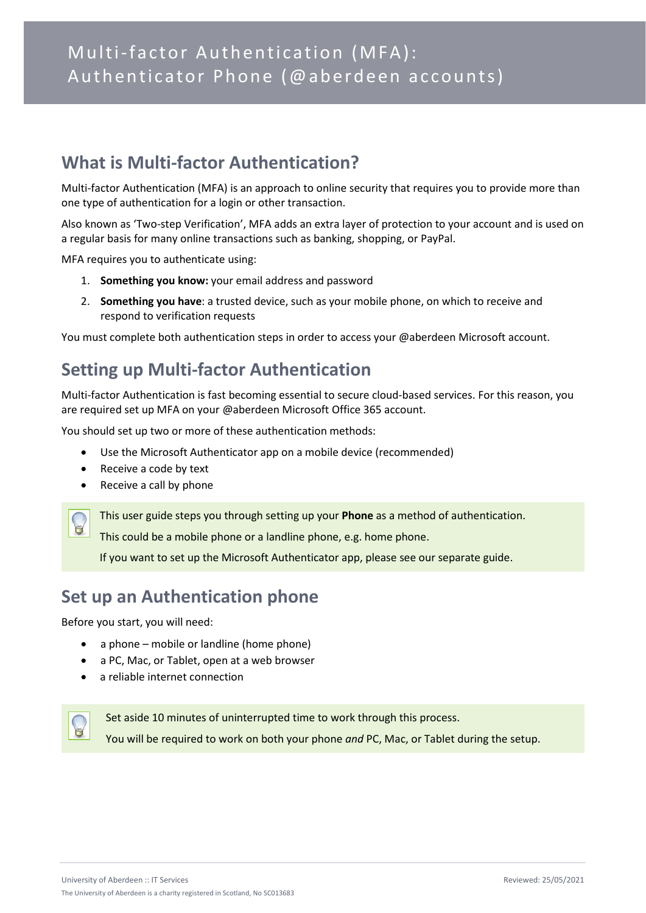# Multi-factor Authentication (MFA): Authenticator Phone (@aberdeen accounts)

## What is Multi-factor Authentication?

Multi-factor Authentication (MFA) is an approach to online security that requires you to provide more than one type of authentication for a login or other transaction.

Also known as 'Two-step Verification', MFA adds an extra layer of protection to your account and is used on a regular basis for many online transactions such as banking, shopping, or PayPal.

MFA requires you to authenticate using:

1. **Something you know:** your email address and password
2. **Something you have**: a trusted device, such as your mobile phone, on which to receive and respond to verification requests

You must complete both authentication steps in order to access your @aberdeen Microsoft account.

## Setting up Multi-factor Authentication

Multi-factor Authentication is fast becoming essential to secure cloud-based services. For this reason, you are required set up MFA on your @aberdeen Microsoft Office 365 account.

You should set up two or more of these authentication methods:

- Use the Microsoft Authenticator app on a mobile device (recommended)
- Receive a code by text
- Receive a call by phone

This user guide steps you through setting up your **Phone** as a method of authentication.

This could be a mobile phone or a landline phone, e.g. home phone.

If you want to set up the Microsoft Authenticator app, please see our separate guide.

## Set up an Authentication phone

Before you start, you will need:

- a phone – mobile or landline (home phone)
- a PC, Mac, or Tablet, open at a web browser
- a reliable internet connection

Set aside 10 minutes of uninterrupted time to work through this process.

You will be required to work on both your phone *and* PC, Mac, or Tablet during the setup.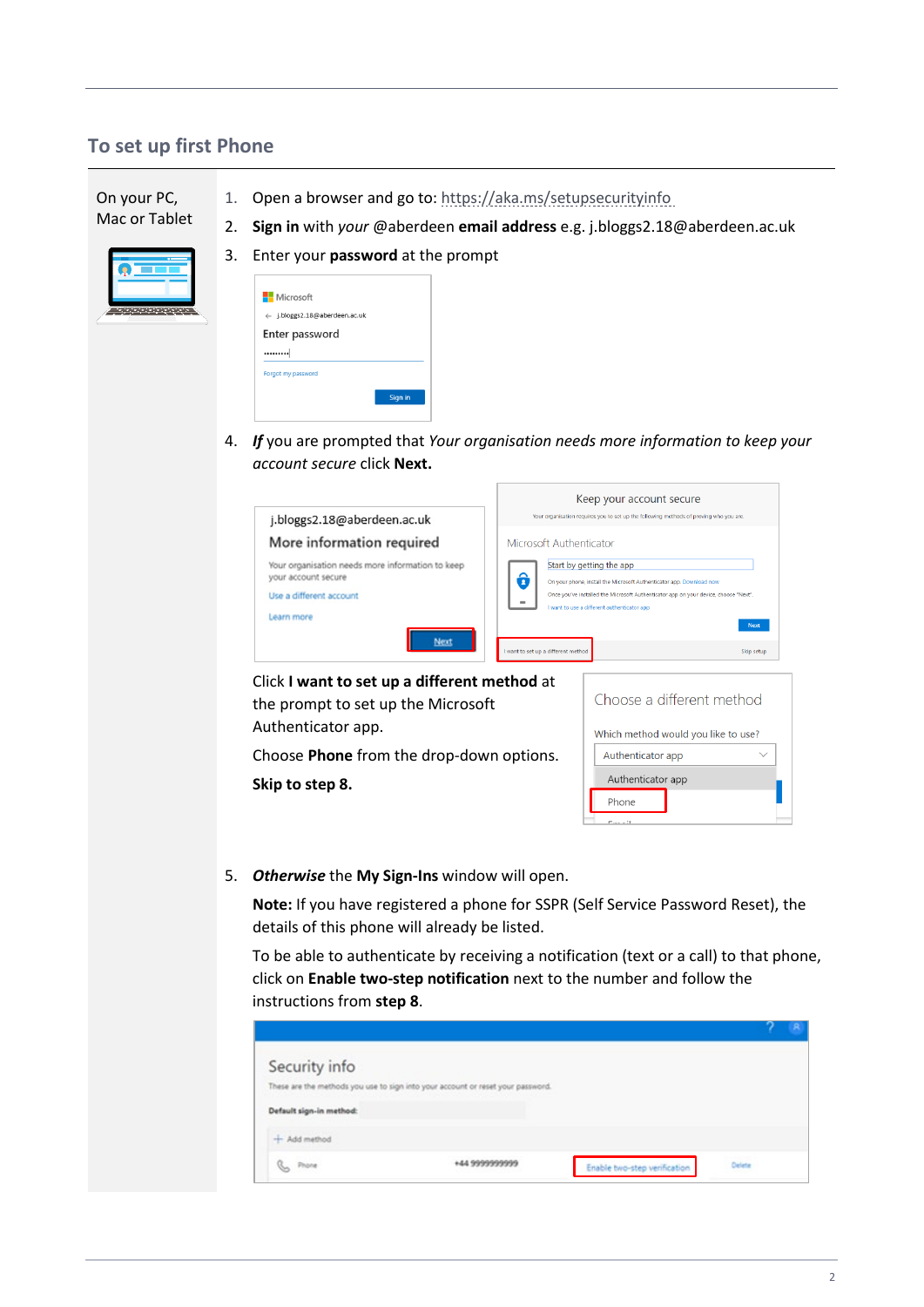## To set up first Phone

On your PC, Mac or Tablet

1. Open a browser and go to: https://aka.ms/setupsecurityinfo
2. **Sign in** with *your* @aberdeen **email address** e.g. j.bloggs2.18@aberdeen.ac.uk
3. Enter your **password** at the prompt
4. ***If*** you are prompted that *Your organisation needs more information to keep your account secure* click **Next.**

   Click **I want to set up a different method** at the prompt to set up the Microsoft Authenticator app.

   Choose **Phone** from the drop-down options.

   **Skip to step 8.**

5. ***Otherwise*** the **My Sign-Ins** window will open.

   **Note:** If you have registered a phone for SSPR (Self Service Password Reset), the details of this phone will already be listed.

   To be able to authenticate by receiving a notification (text or a call) to that phone, click on **Enable two-step notification** next to the number and follow the instructions from **step 8**.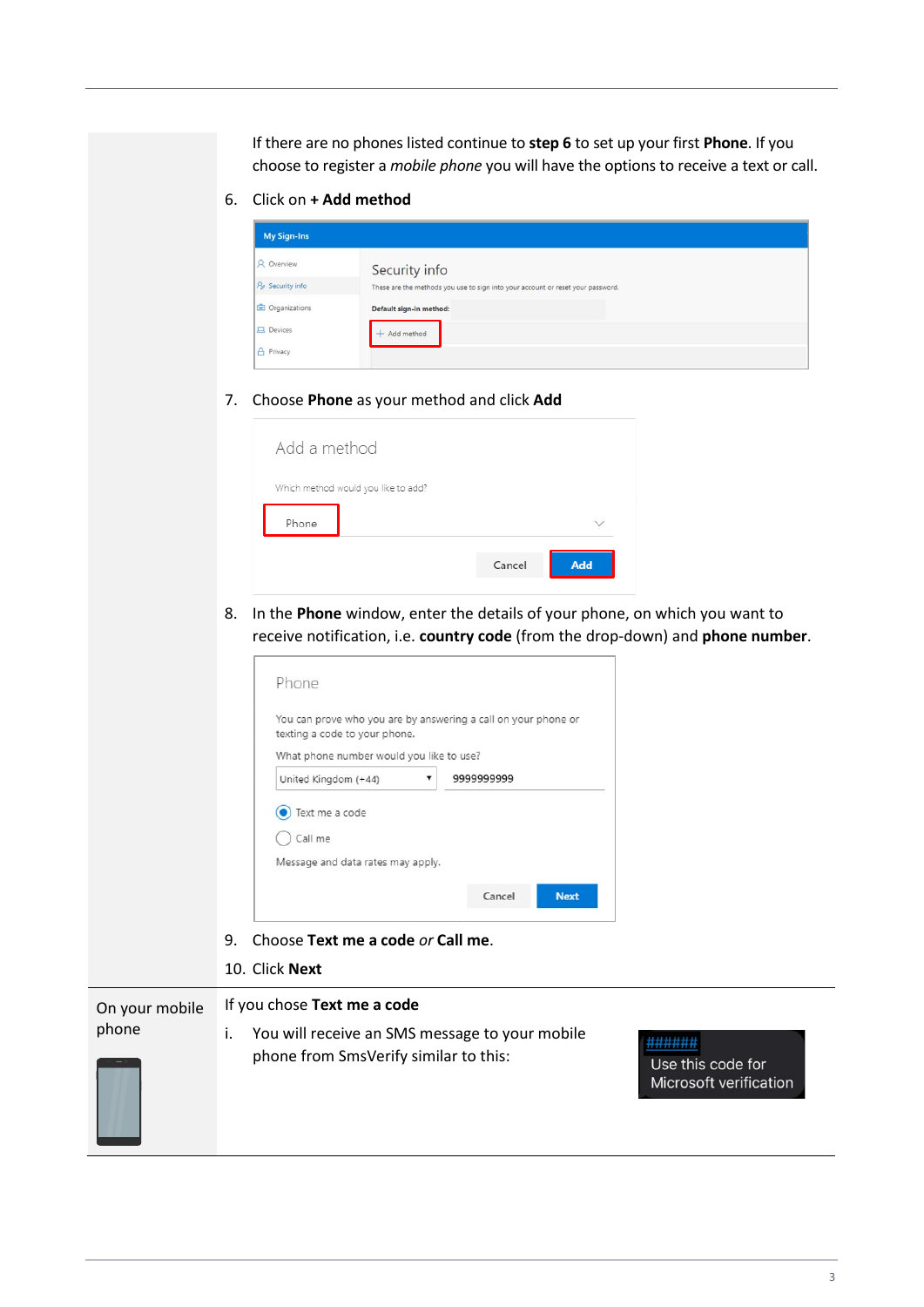If there are no phones listed continue to **step 6** to set up your first **Phone**. If you choose to register a *mobile phone* you will have the options to receive a text or call.

6. Click on **+ Add method**

7. Choose **Phone** as your method and click **Add**

8. In the **Phone** window, enter the details of your phone, on which you want to receive notification, i.e. **country code** (from the drop-down) and **phone number**.

9. Choose **Text me a code** *or* **Call me**.

10. Click **Next**

| On your mobile phone | If you chose **Text me a code** |
| --- | --- |
| | i. You will receive an SMS message to your mobile phone from SmsVerify similar to this: |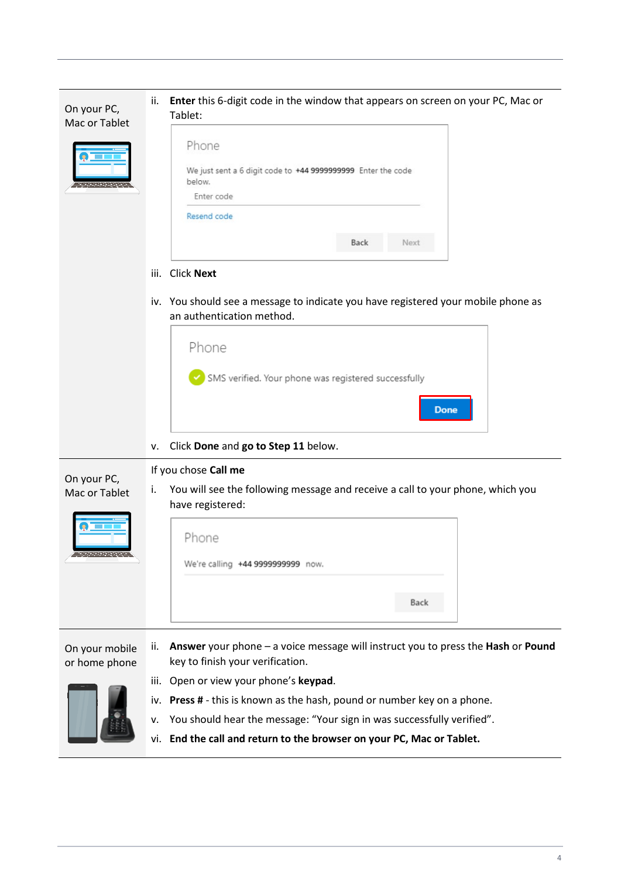| | |
|---|---|
| On your PC, Mac or Tablet | ii. **Enter** this 6-digit code in the window that appears on screen on your PC, Mac or Tablet:<br><br>Phone<br>We just sent a 6 digit code to **+44 9999999999** Enter the code below.<br>Enter code<br>Resend code<br>Back Next<br><br>iii. Click **Next**<br><br>iv. You should see a message to indicate you have registered your mobile phone as an authentication method.<br><br>Phone<br>SMS verified. Your phone was registered successfully<br>**Done**<br><br>v. Click **Done** and **go to Step 11** below. |
| On your PC, Mac or Tablet | If you chose **Call me**<br><br>i. You will see the following message and receive a call to your phone, which you have registered:<br><br>Phone<br>We're calling **+44 9999999999** now.<br>Back |
| On your mobile or home phone | ii. **Answer** your phone – a voice message will instruct you to press the **Hash** or **Pound** key to finish your verification.<br>iii. Open or view your phone's **keypad**.<br>iv. **Press #** - this is known as the hash, pound or number key on a phone.<br>v. You should hear the message: "Your sign in was successfully verified".<br>vi. **End the call and return to the browser on your PC, Mac or Tablet.** |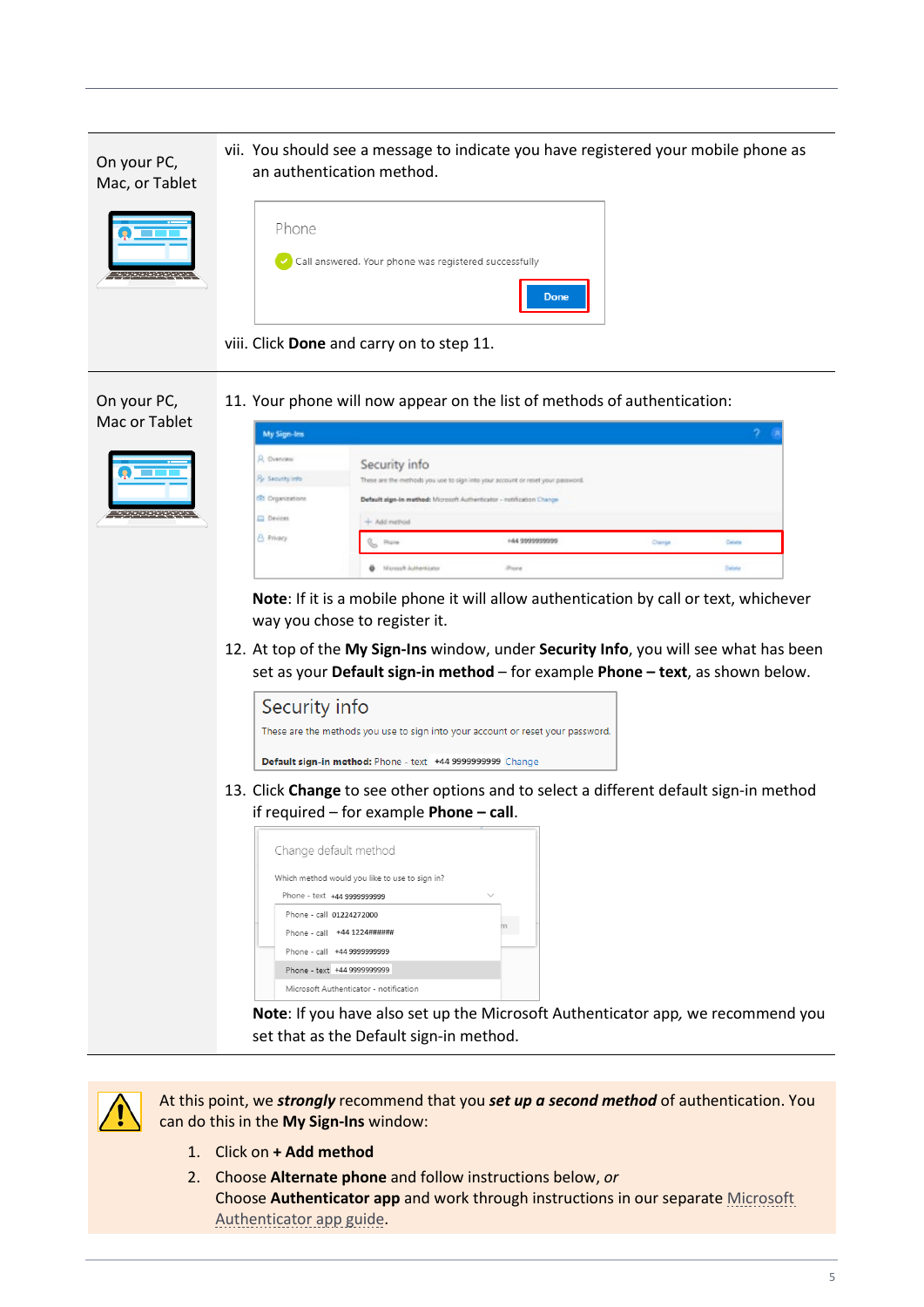| | |
|---|---|
| On your PC, Mac, or Tablet | vii. You should see a message to indicate you have registered your mobile phone as an authentication method.<br><br>viii. Click **Done** and carry on to step 11. |
| On your PC, Mac or Tablet | 11. Your phone will now appear on the list of methods of authentication:<br><br>**Note**: If it is a mobile phone it will allow authentication by call or text, whichever way you chose to register it.<br><br>12. At top of the **My Sign-Ins** window, under **Security Info**, you will see what has been set as your **Default sign-in method** – for example **Phone – text**, as shown below.<br><br>13. Click **Change** to see other options and to select a different default sign-in method if required – for example **Phone – call**.<br><br>**Note**: If you have also set up the Microsoft Authenticator app, we recommend you set that as the Default sign-in method. |

At this point, we ***strongly*** recommend that you ***set up a second method*** of authentication. You can do this in the **My Sign-Ins** window:

1. Click on **+ Add method**
2. Choose **Alternate phone** and follow instructions below, *or*
   Choose **Authenticator app** and work through instructions in our separate Microsoft Authenticator app guide.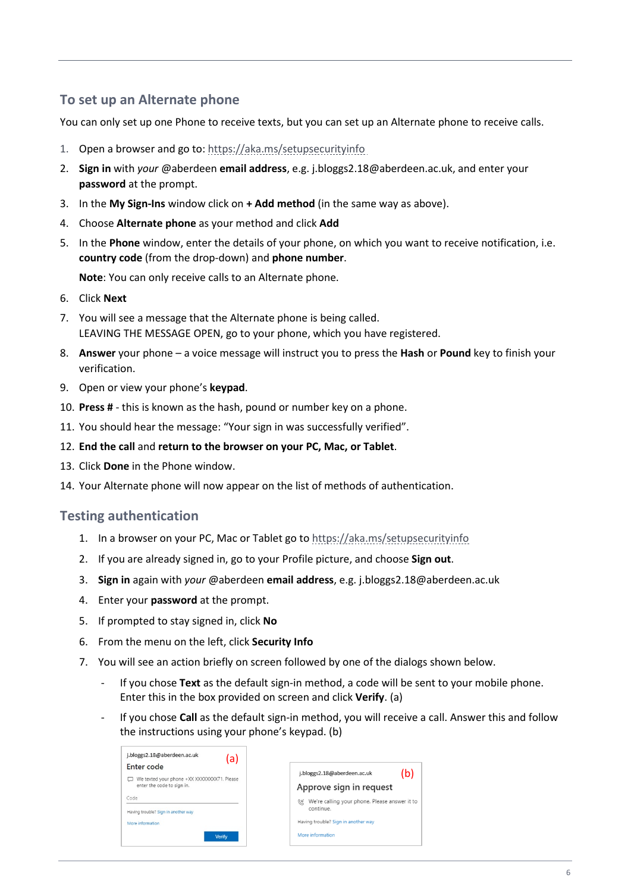## To set up an Alternate phone

You can only set up one Phone to receive texts, but you can set up an Alternate phone to receive calls.

1. Open a browser and go to: https://aka.ms/setupsecurityinfo
2. **Sign in** with *your* @aberdeen **email address**, e.g. j.bloggs2.18@aberdeen.ac.uk, and enter your **password** at the prompt.
3. In the **My Sign-Ins** window click on **+ Add method** (in the same way as above).
4. Choose **Alternate phone** as your method and click **Add**
5. In the **Phone** window, enter the details of your phone, on which you want to receive notification, i.e. **country code** (from the drop-down) and **phone number**.

   **Note**: You can only receive calls to an Alternate phone.
6. Click **Next**
7. You will see a message that the Alternate phone is being called.
   LEAVING THE MESSAGE OPEN, go to your phone, which you have registered.
8. **Answer** your phone – a voice message will instruct you to press the **Hash** or **Pound** key to finish your verification.
9. Open or view your phone's **keypad**.
10. **Press #** - this is known as the hash, pound or number key on a phone.
11. You should hear the message: "Your sign in was successfully verified".
12. **End the call** and **return to the browser on your PC, Mac, or Tablet**.
13. Click **Done** in the Phone window.
14. Your Alternate phone will now appear on the list of methods of authentication.

## Testing authentication

1. In a browser on your PC, Mac or Tablet go to https://aka.ms/setupsecurityinfo
2. If you are already signed in, go to your Profile picture, and choose **Sign out**.
3. **Sign in** again with *your* @aberdeen **email address**, e.g. j.bloggs2.18@aberdeen.ac.uk
4. Enter your **password** at the prompt.
5. If prompted to stay signed in, click **No**
6. From the menu on the left, click **Security Info**
7. You will see an action briefly on screen followed by one of the dialogs shown below.
   - If you chose **Text** as the default sign-in method, a code will be sent to your mobile phone. Enter this in the box provided on screen and click **Verify**. (a)
   - If you chose **Call** as the default sign-in method, you will receive a call. Answer this and follow the instructions using your phone's keypad. (b)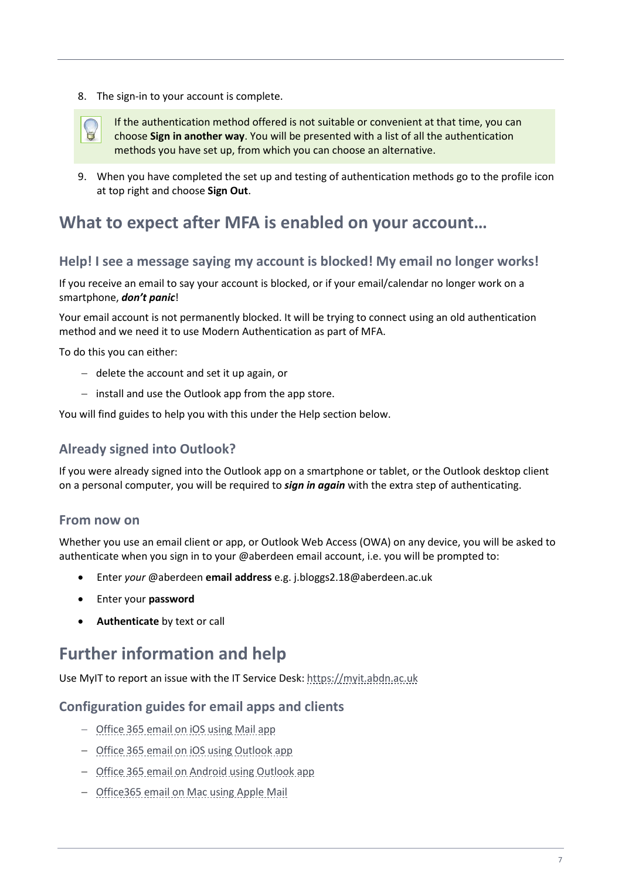8. The sign-in to your account is complete.

> If the authentication method offered is not suitable or convenient at that time, you can choose **Sign in another way**. You will be presented with a list of all the authentication methods you have set up, from which you can choose an alternative.

9. When you have completed the set up and testing of authentication methods go to the profile icon at top right and choose **Sign Out**.

## What to expect after MFA is enabled on your account…

### Help! I see a message saying my account is blocked! My email no longer works!

If you receive an email to say your account is blocked, or if your email/calendar no longer work on a smartphone, ***don't panic***!

Your email account is not permanently blocked. It will be trying to connect using an old authentication method and we need it to use Modern Authentication as part of MFA.

To do this you can either:

- delete the account and set it up again, or
- install and use the Outlook app from the app store.

You will find guides to help you with this under the Help section below.

### Already signed into Outlook?

If you were already signed into the Outlook app on a smartphone or tablet, or the Outlook desktop client on a personal computer, you will be required to ***sign in again*** with the extra step of authenticating.

### From now on

Whether you use an email client or app, or Outlook Web Access (OWA) on any device, you will be asked to authenticate when you sign in to your @aberdeen email account, i.e. you will be prompted to:

- Enter *your* @aberdeen **email address** e.g. j.bloggs2.18@aberdeen.ac.uk
- Enter your **password**
- **Authenticate** by text or call

## Further information and help

Use MyIT to report an issue with the IT Service Desk: https://myit.abdn.ac.uk

### Configuration guides for email apps and clients

- Office 365 email on iOS using Mail app
- Office 365 email on iOS using Outlook app
- Office 365 email on Android using Outlook app
- Office365 email on Mac using Apple Mail